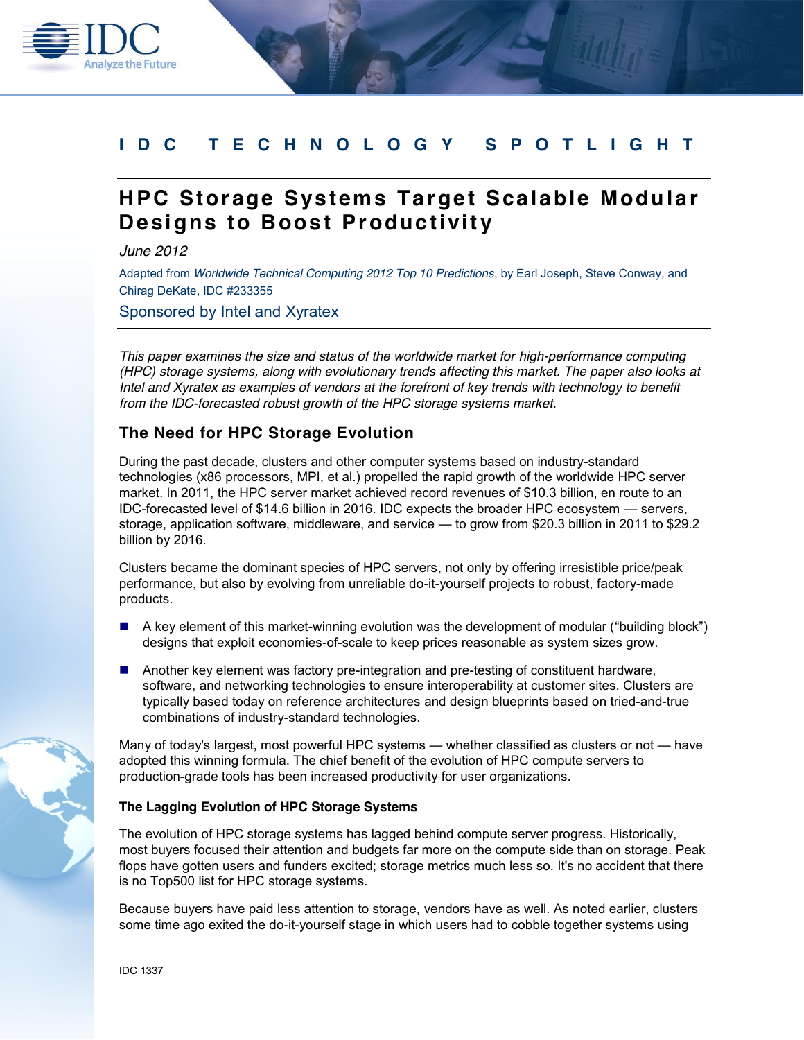I D C T E C H N O L O G Y S P O T L I G H T

# HPC Storage Systems Target Scalable Modular Designs to Boost Productivity

*June 2012*

Adapted from *Worldwide Technical Computing 2012 Top 10 Predictions*, by Earl Joseph, Steve Conway, and Chirag DeKate, IDC #233355

Sponsored by Intel and Xyratex

*This paper examines the size and status of the worldwide market for high-performance computing (HPC) storage systems, along with evolutionary trends affecting this market. The paper also looks at Intel and Xyratex as examples of vendors at the forefront of key trends with technology to benefit from the IDC-forecasted robust growth of the HPC storage systems market.*

## The Need for HPC Storage Evolution

During the past decade, clusters and other computer systems based on industry-standard technologies (x86 processors, MPI, et al.) propelled the rapid growth of the worldwide HPC server market. In 2011, the HPC server market achieved record revenues of $10.3 billion, en route to an IDC-forecasted level of $14.6 billion in 2016. IDC expects the broader HPC ecosystem — servers, storage, application software, middleware, and service — to grow from $20.3 billion in 2011 to $29.2 billion by 2016.

Clusters became the dominant species of HPC servers, not only by offering irresistible price/peak performance, but also by evolving from unreliable do-it-yourself projects to robust, factory-made products.

- A key element of this market-winning evolution was the development of modular ("building block") designs that exploit economies-of-scale to keep prices reasonable as system sizes grow.
- Another key element was factory pre-integration and pre-testing of constituent hardware, software, and networking technologies to ensure interoperability at customer sites. Clusters are typically based today on reference architectures and design blueprints based on tried-and-true combinations of industry-standard technologies.

Many of today's largest, most powerful HPC systems — whether classified as clusters or not — have adopted this winning formula. The chief benefit of the evolution of HPC compute servers to production-grade tools has been increased productivity for user organizations.

### The Lagging Evolution of HPC Storage Systems

The evolution of HPC storage systems has lagged behind compute server progress. Historically, most buyers focused their attention and budgets far more on the compute side than on storage. Peak flops have gotten users and funders excited; storage metrics much less so. It's no accident that there is no Top500 list for HPC storage systems.

Because buyers have paid less attention to storage, vendors have as well. As noted earlier, clusters some time ago exited the do-it-yourself stage in which users had to cobble together systems using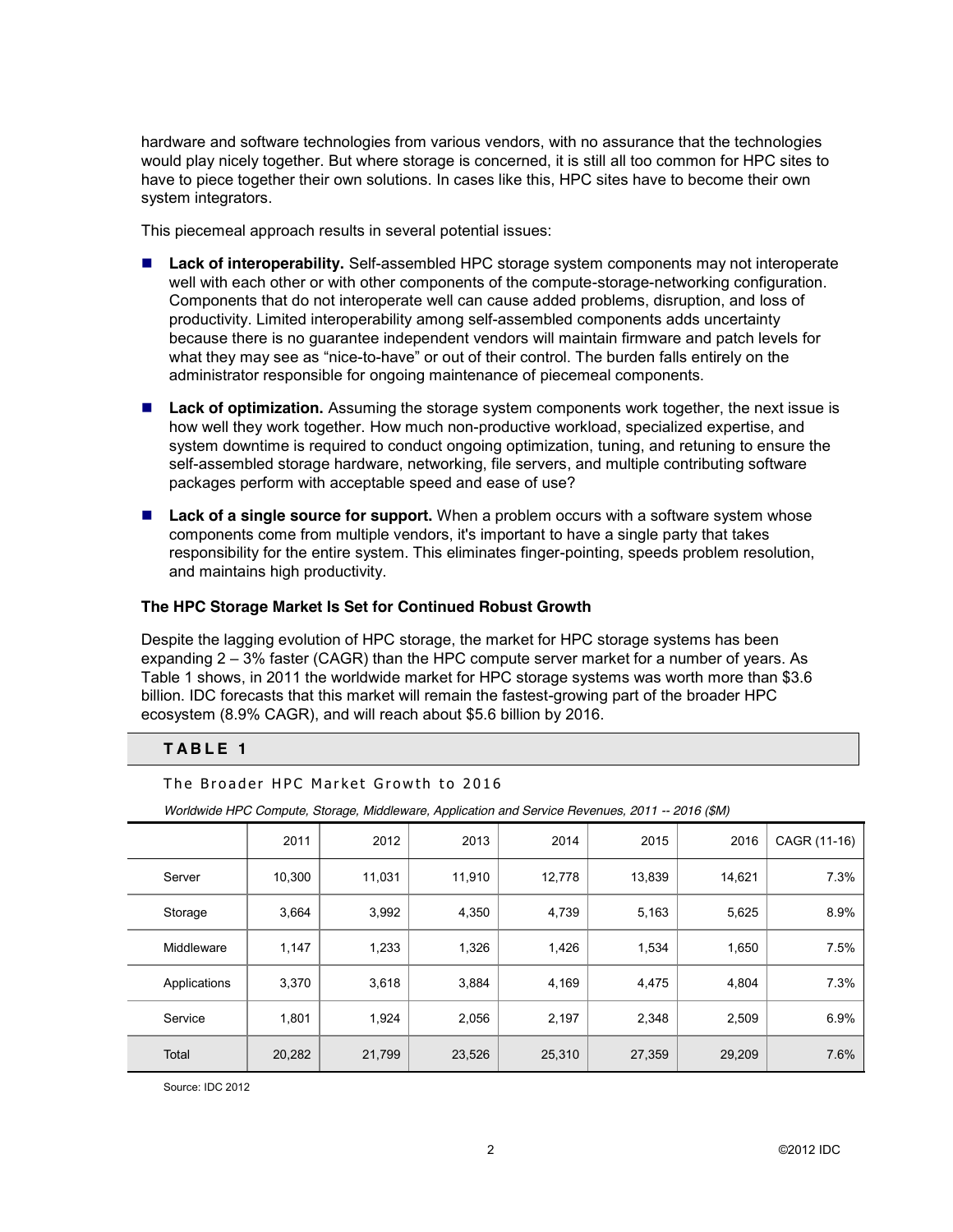hardware and software technologies from various vendors, with no assurance that the technologies would play nicely together. But where storage is concerned, it is still all too common for HPC sites to have to piece together their own solutions. In cases like this, HPC sites have to become their own system integrators.

This piecemeal approach results in several potential issues:

- **Lack of interoperability.** Self-assembled HPC storage system components may not interoperate well with each other or with other components of the compute-storage-networking configuration. Components that do not interoperate well can cause added problems, disruption, and loss of productivity. Limited interoperability among self-assembled components adds uncertainty because there is no guarantee independent vendors will maintain firmware and patch levels for what they may see as "nice-to-have" or out of their control. The burden falls entirely on the administrator responsible for ongoing maintenance of piecemeal components.
- **Lack of optimization.** Assuming the storage system components work together, the next issue is how well they work together. How much non-productive workload, specialized expertise, and system downtime is required to conduct ongoing optimization, tuning, and retuning to ensure the self-assembled storage hardware, networking, file servers, and multiple contributing software packages perform with acceptable speed and ease of use?
- **Lack of a single source for support.** When a problem occurs with a software system whose components come from multiple vendors, it's important to have a single party that takes responsibility for the entire system. This eliminates finger-pointing, speeds problem resolution, and maintains high productivity.

### The HPC Storage Market Is Set for Continued Robust Growth

Despite the lagging evolution of HPC storage, the market for HPC storage systems has been expanding 2 – 3% faster (CAGR) than the HPC compute server market for a number of years. As Table 1 shows, in 2011 the worldwide market for HPC storage systems was worth more than $3.6 billion. IDC forecasts that this market will remain the fastest-growing part of the broader HPC ecosystem (8.9% CAGR), and will reach about $5.6 billion by 2016.

**TABLE 1**

The Broader HPC Market Growth to 2016

*Worldwide HPC Compute, Storage, Middleware, Application and Service Revenues, 2011 -- 2016 ($M)*

| | 2011 | 2012 | 2013 | 2014 | 2015 | 2016 | CAGR (11-16) |
|---|---|---|---|---|---|---|---|
| Server | 10,300 | 11,031 | 11,910 | 12,778 | 13,839 | 14,621 | 7.3% |
| Storage | 3,664 | 3,992 | 4,350 | 4,739 | 5,163 | 5,625 | 8.9% |
| Middleware | 1,147 | 1,233 | 1,326 | 1,426 | 1,534 | 1,650 | 7.5% |
| Applications | 3,370 | 3,618 | 3,884 | 4,169 | 4,475 | 4,804 | 7.3% |
| Service | 1,801 | 1,924 | 2,056 | 2,197 | 2,348 | 2,509 | 6.9% |
| Total | 20,282 | 21,799 | 23,526 | 25,310 | 27,359 | 29,209 | 7.6% |

Source: IDC 2012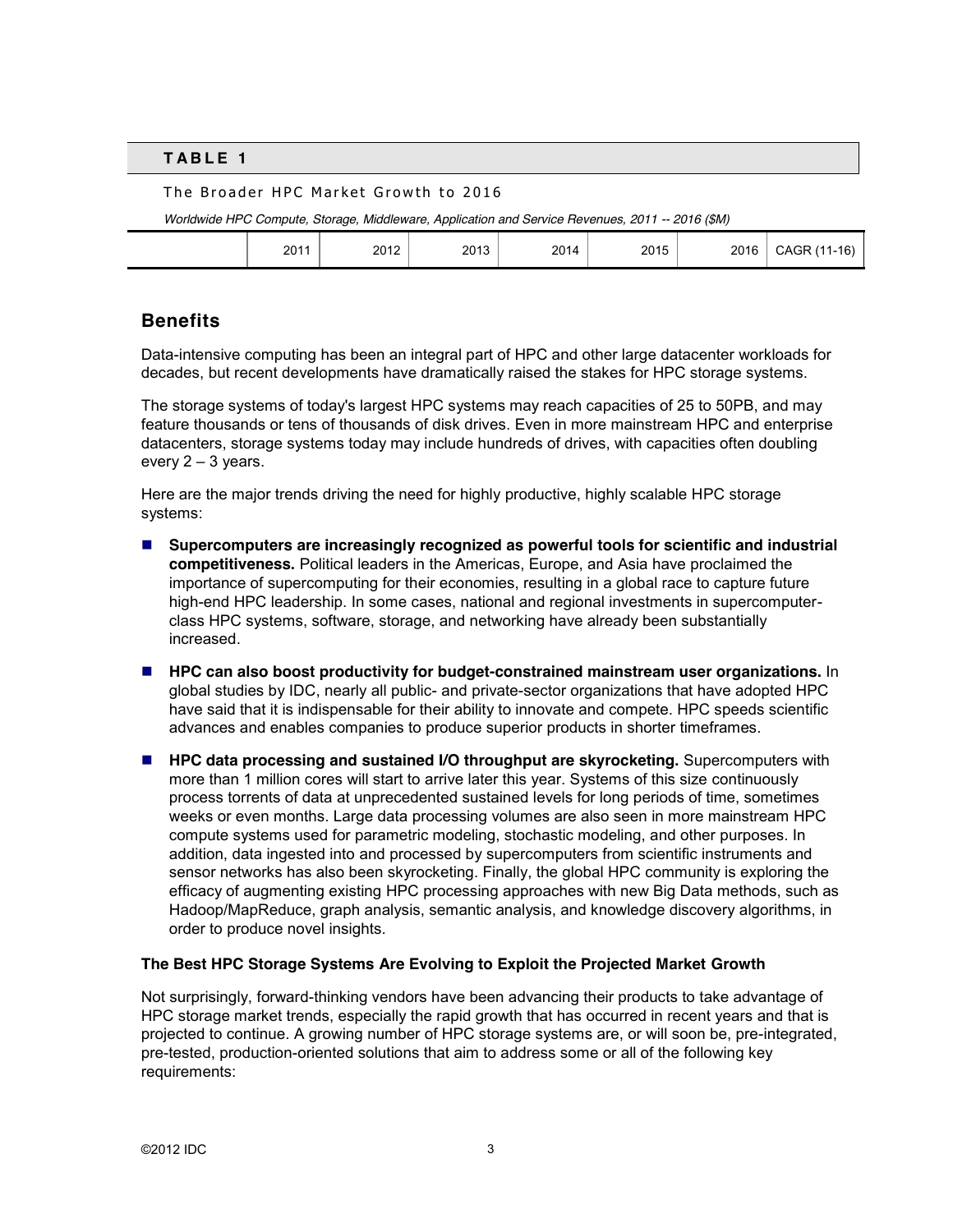**TABLE 1**

The Broader HPC Market Growth to 2016

*Worldwide HPC Compute, Storage, Middleware, Application and Service Revenues, 2011 -- 2016 ($M)*

| | 2011 | 2012 | 2013 | 2014 | 2015 | 2016 | CAGR (11-16) |
|---|---|---|---|---|---|---|---|

## Benefits

Data-intensive computing has been an integral part of HPC and other large datacenter workloads for decades, but recent developments have dramatically raised the stakes for HPC storage systems.

The storage systems of today's largest HPC systems may reach capacities of 25 to 50PB, and may feature thousands or tens of thousands of disk drives. Even in more mainstream HPC and enterprise datacenters, storage systems today may include hundreds of drives, with capacities often doubling every 2 – 3 years.

Here are the major trends driving the need for highly productive, highly scalable HPC storage systems:

- **Supercomputers are increasingly recognized as powerful tools for scientific and industrial competitiveness.** Political leaders in the Americas, Europe, and Asia have proclaimed the importance of supercomputing for their economies, resulting in a global race to capture future high-end HPC leadership. In some cases, national and regional investments in supercomputer-class HPC systems, software, storage, and networking have already been substantially increased.
- **HPC can also boost productivity for budget-constrained mainstream user organizations.** In global studies by IDC, nearly all public- and private-sector organizations that have adopted HPC have said that it is indispensable for their ability to innovate and compete. HPC speeds scientific advances and enables companies to produce superior products in shorter timeframes.
- **HPC data processing and sustained I/O throughput are skyrocketing.** Supercomputers with more than 1 million cores will start to arrive later this year. Systems of this size continuously process torrents of data at unprecedented sustained levels for long periods of time, sometimes weeks or even months. Large data processing volumes are also seen in more mainstream HPC compute systems used for parametric modeling, stochastic modeling, and other purposes. In addition, data ingested into and processed by supercomputers from scientific instruments and sensor networks has also been skyrocketing. Finally, the global HPC community is exploring the efficacy of augmenting existing HPC processing approaches with new Big Data methods, such as Hadoop/MapReduce, graph analysis, semantic analysis, and knowledge discovery algorithms, in order to produce novel insights.

### The Best HPC Storage Systems Are Evolving to Exploit the Projected Market Growth

Not surprisingly, forward-thinking vendors have been advancing their products to take advantage of HPC storage market trends, especially the rapid growth that has occurred in recent years and that is projected to continue. A growing number of HPC storage systems are, or will soon be, pre-integrated, pre-tested, production-oriented solutions that aim to address some or all of the following key requirements: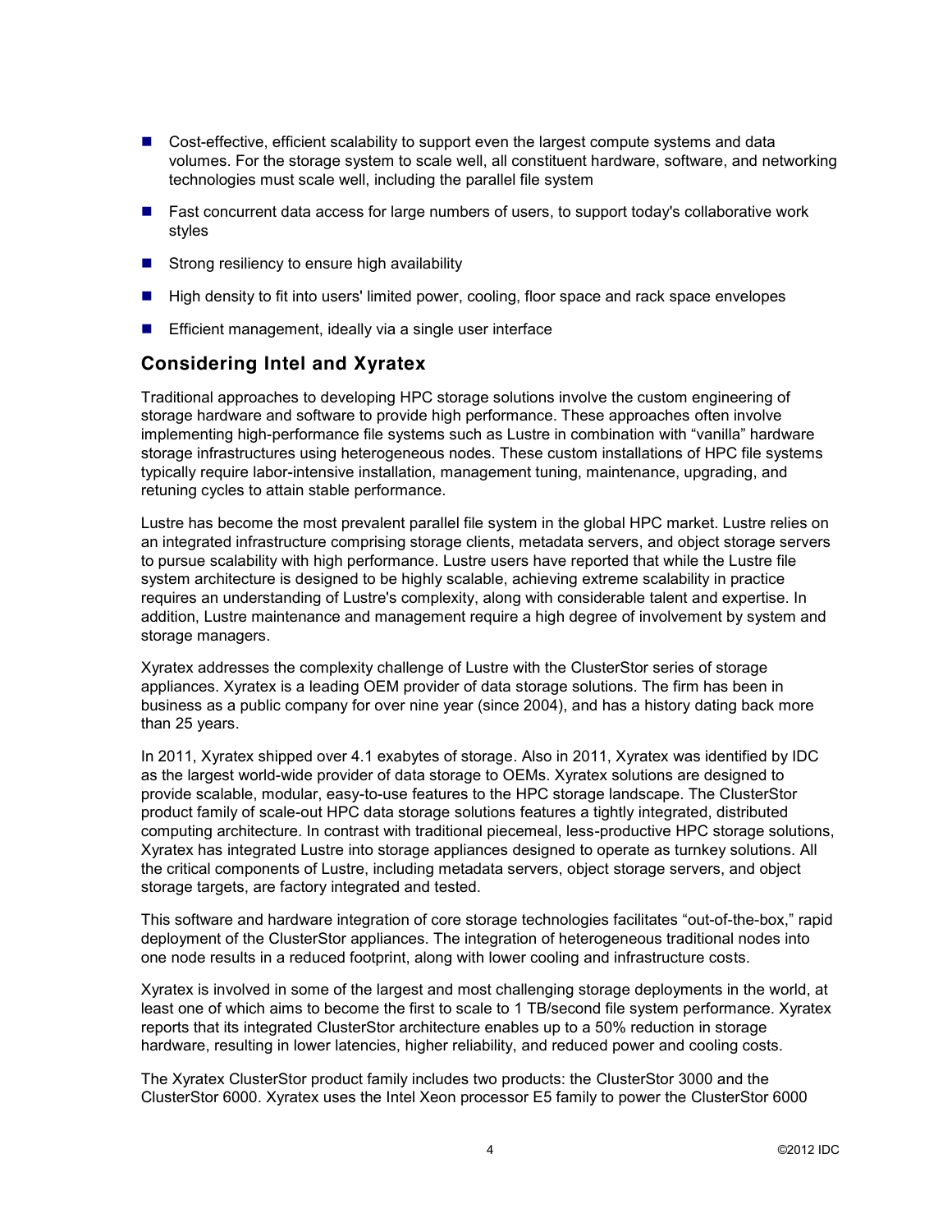- Cost-effective, efficient scalability to support even the largest compute systems and data volumes. For the storage system to scale well, all constituent hardware, software, and networking technologies must scale well, including the parallel file system
- Fast concurrent data access for large numbers of users, to support today's collaborative work styles
- Strong resiliency to ensure high availability
- High density to fit into users' limited power, cooling, floor space and rack space envelopes
- Efficient management, ideally via a single user interface

## Considering Intel and Xyratex

Traditional approaches to developing HPC storage solutions involve the custom engineering of storage hardware and software to provide high performance. These approaches often involve implementing high-performance file systems such as Lustre in combination with "vanilla" hardware storage infrastructures using heterogeneous nodes. These custom installations of HPC file systems typically require labor-intensive installation, management tuning, maintenance, upgrading, and retuning cycles to attain stable performance.

Lustre has become the most prevalent parallel file system in the global HPC market. Lustre relies on an integrated infrastructure comprising storage clients, metadata servers, and object storage servers to pursue scalability with high performance. Lustre users have reported that while the Lustre file system architecture is designed to be highly scalable, achieving extreme scalability in practice requires an understanding of Lustre's complexity, along with considerable talent and expertise. In addition, Lustre maintenance and management require a high degree of involvement by system and storage managers.

Xyratex addresses the complexity challenge of Lustre with the ClusterStor series of storage appliances. Xyratex is a leading OEM provider of data storage solutions. The firm has been in business as a public company for over nine year (since 2004), and has a history dating back more than 25 years.

In 2011, Xyratex shipped over 4.1 exabytes of storage. Also in 2011, Xyratex was identified by IDC as the largest world-wide provider of data storage to OEMs. Xyratex solutions are designed to provide scalable, modular, easy-to-use features to the HPC storage landscape. The ClusterStor product family of scale-out HPC data storage solutions features a tightly integrated, distributed computing architecture. In contrast with traditional piecemeal, less-productive HPC storage solutions, Xyratex has integrated Lustre into storage appliances designed to operate as turnkey solutions. All the critical components of Lustre, including metadata servers, object storage servers, and object storage targets, are factory integrated and tested.

This software and hardware integration of core storage technologies facilitates "out-of-the-box," rapid deployment of the ClusterStor appliances. The integration of heterogeneous traditional nodes into one node results in a reduced footprint, along with lower cooling and infrastructure costs.

Xyratex is involved in some of the largest and most challenging storage deployments in the world, at least one of which aims to become the first to scale to 1 TB/second file system performance. Xyratex reports that its integrated ClusterStor architecture enables up to a 50% reduction in storage hardware, resulting in lower latencies, higher reliability, and reduced power and cooling costs.

The Xyratex ClusterStor product family includes two products: the ClusterStor 3000 and the ClusterStor 6000. Xyratex uses the Intel Xeon processor E5 family to power the ClusterStor 6000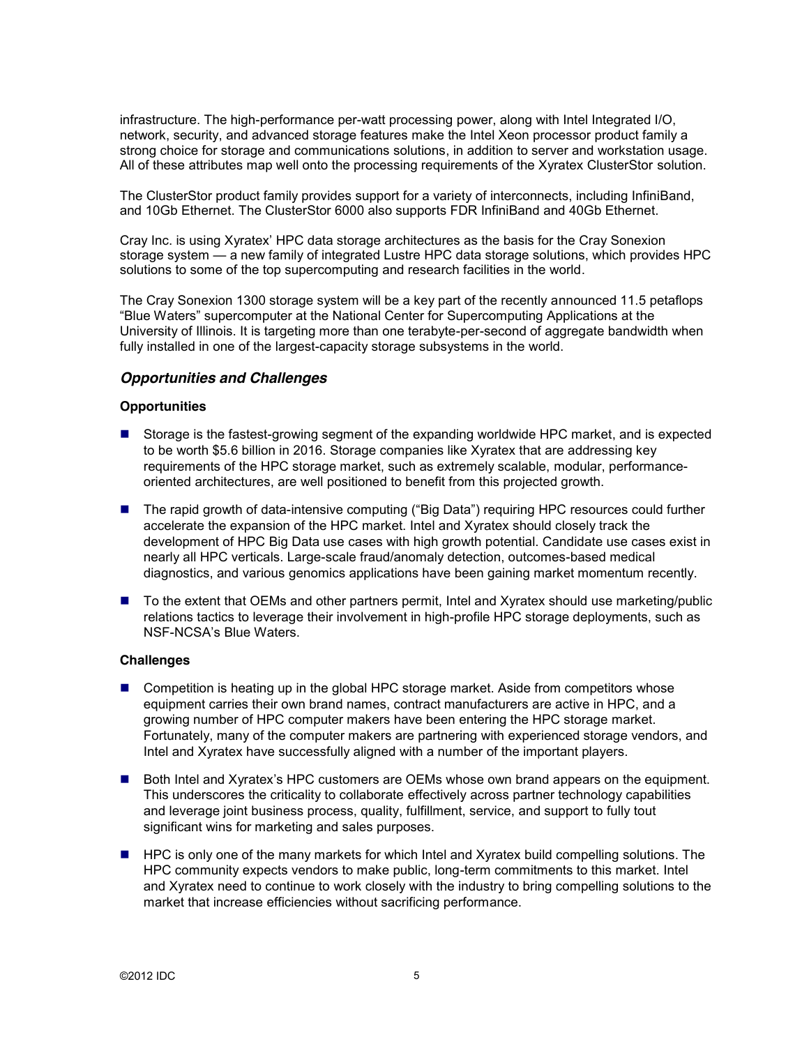infrastructure. The high-performance per-watt processing power, along with Intel Integrated I/O, network, security, and advanced storage features make the Intel Xeon processor product family a strong choice for storage and communications solutions, in addition to server and workstation usage. All of these attributes map well onto the processing requirements of the Xyratex ClusterStor solution.

The ClusterStor product family provides support for a variety of interconnects, including InfiniBand, and 10Gb Ethernet. The ClusterStor 6000 also supports FDR InfiniBand and 40Gb Ethernet.

Cray Inc. is using Xyratex' HPC data storage architectures as the basis for the Cray Sonexion storage system — a new family of integrated Lustre HPC data storage solutions, which provides HPC solutions to some of the top supercomputing and research facilities in the world.

The Cray Sonexion 1300 storage system will be a key part of the recently announced 11.5 petaflops "Blue Waters" supercomputer at the National Center for Supercomputing Applications at the University of Illinois. It is targeting more than one terabyte-per-second of aggregate bandwidth when fully installed in one of the largest-capacity storage subsystems in the world.

## *Opportunities and Challenges*

### Opportunities

- Storage is the fastest-growing segment of the expanding worldwide HPC market, and is expected to be worth $5.6 billion in 2016. Storage companies like Xyratex that are addressing key requirements of the HPC storage market, such as extremely scalable, modular, performance-oriented architectures, are well positioned to benefit from this projected growth.
- The rapid growth of data-intensive computing ("Big Data") requiring HPC resources could further accelerate the expansion of the HPC market. Intel and Xyratex should closely track the development of HPC Big Data use cases with high growth potential. Candidate use cases exist in nearly all HPC verticals. Large-scale fraud/anomaly detection, outcomes-based medical diagnostics, and various genomics applications have been gaining market momentum recently.
- To the extent that OEMs and other partners permit, Intel and Xyratex should use marketing/public relations tactics to leverage their involvement in high-profile HPC storage deployments, such as NSF-NCSA's Blue Waters.

### Challenges

- Competition is heating up in the global HPC storage market. Aside from competitors whose equipment carries their own brand names, contract manufacturers are active in HPC, and a growing number of HPC computer makers have been entering the HPC storage market. Fortunately, many of the computer makers are partnering with experienced storage vendors, and Intel and Xyratex have successfully aligned with a number of the important players.
- Both Intel and Xyratex's HPC customers are OEMs whose own brand appears on the equipment. This underscores the criticality to collaborate effectively across partner technology capabilities and leverage joint business process, quality, fulfillment, service, and support to fully tout significant wins for marketing and sales purposes.
- HPC is only one of the many markets for which Intel and Xyratex build compelling solutions. The HPC community expects vendors to make public, long-term commitments to this market. Intel and Xyratex need to continue to work closely with the industry to bring compelling solutions to the market that increase efficiencies without sacrificing performance.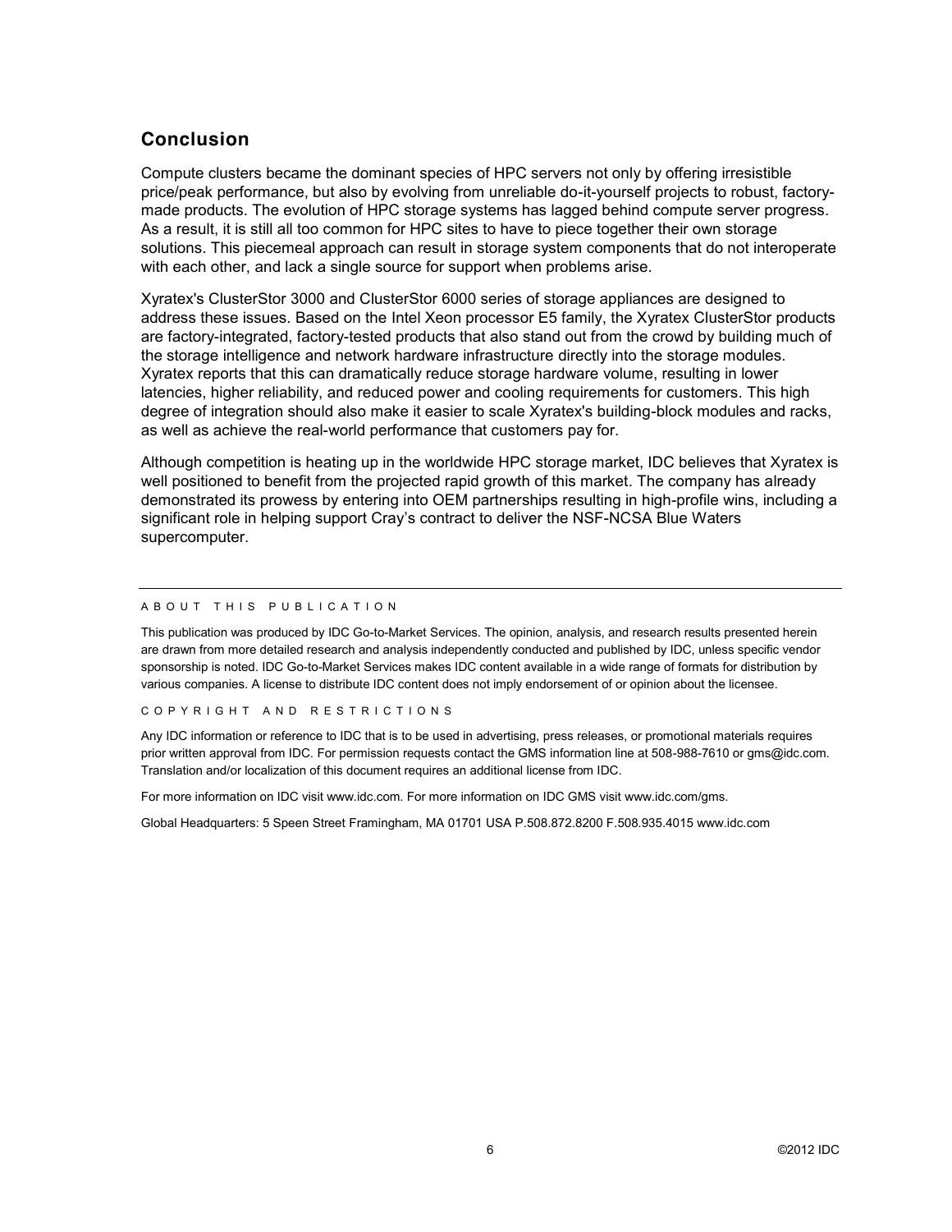## Conclusion

Compute clusters became the dominant species of HPC servers not only by offering irresistible price/peak performance, but also by evolving from unreliable do-it-yourself projects to robust, factory-made products. The evolution of HPC storage systems has lagged behind compute server progress. As a result, it is still all too common for HPC sites to have to piece together their own storage solutions. This piecemeal approach can result in storage system components that do not interoperate with each other, and lack a single source for support when problems arise.

Xyratex's ClusterStor 3000 and ClusterStor 6000 series of storage appliances are designed to address these issues. Based on the Intel Xeon processor E5 family, the Xyratex ClusterStor products are factory-integrated, factory-tested products that also stand out from the crowd by building much of the storage intelligence and network hardware infrastructure directly into the storage modules. Xyratex reports that this can dramatically reduce storage hardware volume, resulting in lower latencies, higher reliability, and reduced power and cooling requirements for customers. This high degree of integration should also make it easier to scale Xyratex's building-block modules and racks, as well as achieve the real-world performance that customers pay for.

Although competition is heating up in the worldwide HPC storage market, IDC believes that Xyratex is well positioned to benefit from the projected rapid growth of this market. The company has already demonstrated its prowess by entering into OEM partnerships resulting in high-profile wins, including a significant role in helping support Cray's contract to deliver the NSF-NCSA Blue Waters supercomputer.

---

ABOUT THIS PUBLICATION

This publication was produced by IDC Go-to-Market Services. The opinion, analysis, and research results presented herein are drawn from more detailed research and analysis independently conducted and published by IDC, unless specific vendor sponsorship is noted. IDC Go-to-Market Services makes IDC content available in a wide range of formats for distribution by various companies. A license to distribute IDC content does not imply endorsement of or opinion about the licensee.

COPYRIGHT AND RESTRICTIONS

Any IDC information or reference to IDC that is to be used in advertising, press releases, or promotional materials requires prior written approval from IDC. For permission requests contact the GMS information line at 508-988-7610 or gms@idc.com. Translation and/or localization of this document requires an additional license from IDC.

For more information on IDC visit www.idc.com. For more information on IDC GMS visit www.idc.com/gms.

Global Headquarters: 5 Speen Street Framingham, MA 01701 USA P.508.872.8200 F.508.935.4015 www.idc.com